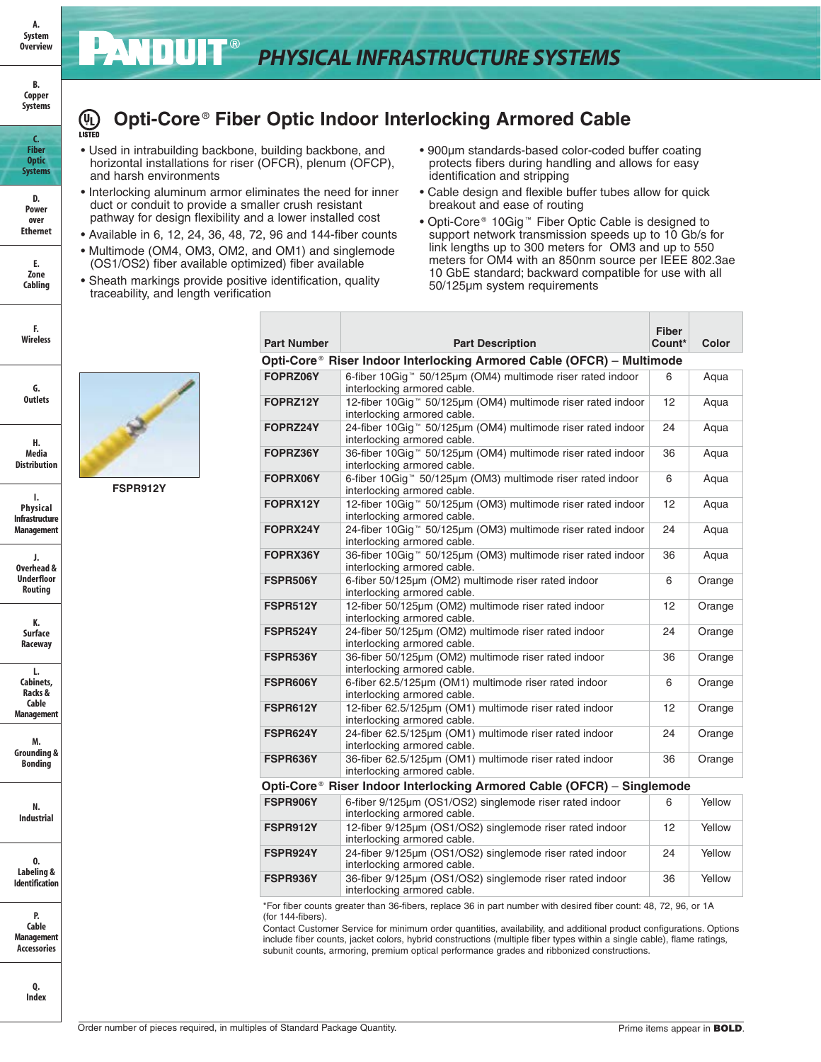# Opti-Core® Fiber Optic Indoor Interlocking Armored Cable

- Used in intrabuilding backbone, building backbone, and horizontal installations for riser (OFCR), plenum (OFCP), and harsh environments
- Interlocking aluminum armor eliminates the need for inner duct or conduit to provide a smaller crush resistant pathway for design flexibility and a lower installed cost
- Available in 6, 12, 24, 36, 48, 72, 96 and 144-fiber counts
- Multimode (OM4, OM3, OM2, and OM1) and singlemode (OS1/OS2) fiber available
- Sheath markings provide positive identification, quality traceability, and length verification
- 900µm standards-based color-coded buffer coating protects fibers during handling and allows for easy identification and stripping
- Cable design and flexible buffer tubes allow for quick breakout and ease of routing
- Opti-Core® 10Gig™ Fiber Optic Cable is designed to support network transmission speeds up to 10 Gb/s for link lengths up to 300 meters for OM3 and up to 550 meters for OM4 with an 850nm source per IEEE 802.3ae 10 GbE standard; backward compatible for use with all 50/125µm system requirements

FSPR912Y

| Part Number | Part Description | Fiber Count* | Color |
|---|---|---|---|
| **Opti-Core® Riser Indoor Interlocking Armored Cable (OFCR) – Multimode** | | | |
| **FOPRZ06Y** | 6-fiber 10Gig™ 50/125µm (OM4) multimode riser rated indoor interlocking armored cable. | 6 | Aqua |
| **FOPRZ12Y** | 12-fiber 10Gig™ 50/125µm (OM4) multimode riser rated indoor interlocking armored cable. | 12 | Aqua |
| **FOPRZ24Y** | 24-fiber 10Gig™ 50/125µm (OM4) multimode riser rated indoor interlocking armored cable. | 24 | Aqua |
| **FOPRZ36Y** | 36-fiber 10Gig™ 50/125µm (OM4) multimode riser rated indoor interlocking armored cable. | 36 | Aqua |
| **FOPRX06Y** | 6-fiber 10Gig™ 50/125µm (OM3) multimode riser rated indoor interlocking armored cable. | 6 | Aqua |
| **FOPRX12Y** | 12-fiber 10Gig™ 50/125µm (OM3) multimode riser rated indoor interlocking armored cable. | 12 | Aqua |
| **FOPRX24Y** | 24-fiber 10Gig™ 50/125µm (OM3) multimode riser rated indoor interlocking armored cable. | 24 | Aqua |
| **FOPRX36Y** | 36-fiber 10Gig™ 50/125µm (OM3) multimode riser rated indoor interlocking armored cable. | 36 | Aqua |
| **FSPR506Y** | 6-fiber 50/125µm (OM2) multimode riser rated indoor interlocking armored cable. | 6 | Orange |
| **FSPR512Y** | 12-fiber 50/125µm (OM2) multimode riser rated indoor interlocking armored cable. | 12 | Orange |
| **FSPR524Y** | 24-fiber 50/125µm (OM2) multimode riser rated indoor interlocking armored cable. | 24 | Orange |
| **FSPR536Y** | 36-fiber 50/125µm (OM2) multimode riser rated indoor interlocking armored cable. | 36 | Orange |
| **FSPR606Y** | 6-fiber 62.5/125µm (OM1) multimode riser rated indoor interlocking armored cable. | 6 | Orange |
| **FSPR612Y** | 12-fiber 62.5/125µm (OM1) multimode riser rated indoor interlocking armored cable. | 12 | Orange |
| **FSPR624Y** | 24-fiber 62.5/125µm (OM1) multimode riser rated indoor interlocking armored cable. | 24 | Orange |
| **FSPR636Y** | 36-fiber 62.5/125µm (OM1) multimode riser rated indoor interlocking armored cable. | 36 | Orange |
| **Opti-Core® Riser Indoor Interlocking Armored Cable (OFCR) – Singlemode** | | | |
| **FSPR906Y** | 6-fiber 9/125µm (OS1/OS2) singlemode riser rated indoor interlocking armored cable. | 6 | Yellow |
| **FSPR912Y** | 12-fiber 9/125µm (OS1/OS2) singlemode riser rated indoor interlocking armored cable. | 12 | Yellow |
| **FSPR924Y** | 24-fiber 9/125µm (OS1/OS2) singlemode riser rated indoor interlocking armored cable. | 24 | Yellow |
| **FSPR936Y** | 36-fiber 9/125µm (OS1/OS2) singlemode riser rated indoor interlocking armored cable. | 36 | Yellow |

*For fiber counts greater than 36-fibers, replace 36 in part number with desired fiber count: 48, 72, 96, or 1A (for 144-fibers).

Contact Customer Service for minimum order quantities, availability, and additional product configurations. Options include fiber counts, jacket colors, hybrid constructions (multiple fiber types within a single cable), flame ratings, subunit counts, armoring, premium optical performance grades and ribbonized constructions.

Order number of pieces required, in multiples of Standard Package Quantity. Prime items appear in **BOLD**.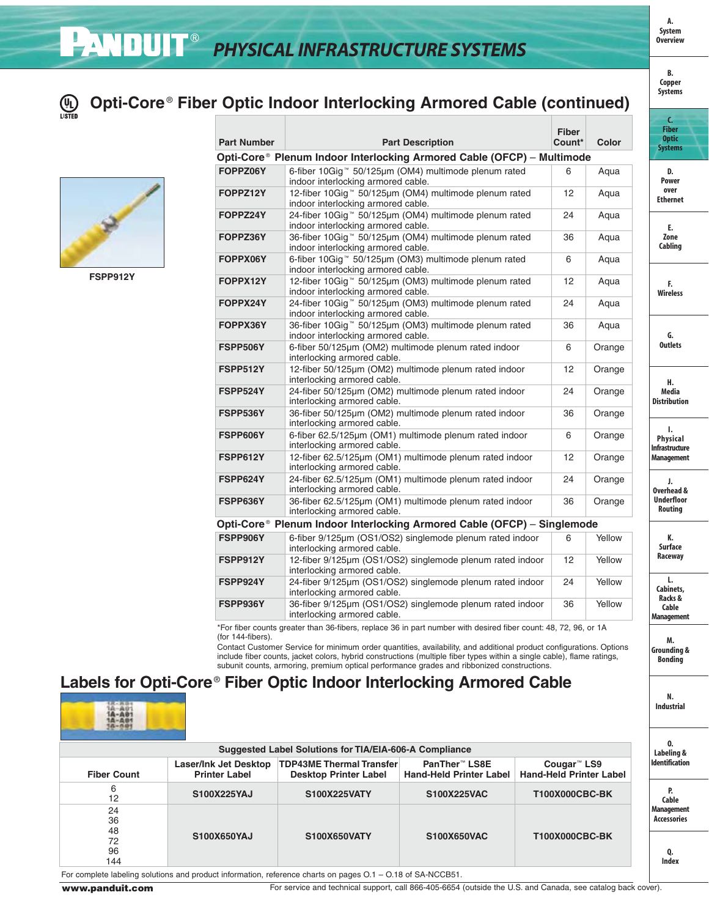# Opti-Core® Fiber Optic Indoor Interlocking Armored Cable (continued)

FSPP912Y

| Part Number | Part Description | Fiber Count* | Color |
|---|---|---|---|
| **Opti-Core® Plenum Indoor Interlocking Armored Cable (OFCP) – Multimode** | | | |
| **FOPPZ06Y** | 6-fiber 10Gig™ 50/125µm (OM4) multimode plenum rated indoor interlocking armored cable. | 6 | Aqua |
| **FOPPZ12Y** | 12-fiber 10Gig™ 50/125µm (OM4) multimode plenum rated indoor interlocking armored cable. | 12 | Aqua |
| **FOPPZ24Y** | 24-fiber 10Gig™ 50/125µm (OM4) multimode plenum rated indoor interlocking armored cable. | 24 | Aqua |
| **FOPPZ36Y** | 36-fiber 10Gig™ 50/125µm (OM4) multimode plenum rated indoor interlocking armored cable. | 36 | Aqua |
| **FOPPX06Y** | 6-fiber 10Gig™ 50/125µm (OM3) multimode plenum rated indoor interlocking armored cable. | 6 | Aqua |
| **FOPPX12Y** | 12-fiber 10Gig™ 50/125µm (OM3) multimode plenum rated indoor interlocking armored cable. | 12 | Aqua |
| **FOPPX24Y** | 24-fiber 10Gig™ 50/125µm (OM3) multimode plenum rated indoor interlocking armored cable. | 24 | Aqua |
| **FOPPX36Y** | 36-fiber 10Gig™ 50/125µm (OM3) multimode plenum rated indoor interlocking armored cable. | 36 | Aqua |
| **FSPP506Y** | 6-fiber 50/125µm (OM2) multimode plenum rated indoor interlocking armored cable. | 6 | Orange |
| **FSPP512Y** | 12-fiber 50/125µm (OM2) multimode plenum rated indoor interlocking armored cable. | 12 | Orange |
| **FSPP524Y** | 24-fiber 50/125µm (OM2) multimode plenum rated indoor interlocking armored cable. | 24 | Orange |
| **FSPP536Y** | 36-fiber 50/125µm (OM2) multimode plenum rated indoor interlocking armored cable. | 36 | Orange |
| **FSPP606Y** | 6-fiber 62.5/125µm (OM1) multimode plenum rated indoor interlocking armored cable. | 6 | Orange |
| **FSPP612Y** | 12-fiber 62.5/125µm (OM1) multimode plenum rated indoor interlocking armored cable. | 12 | Orange |
| **FSPP624Y** | 24-fiber 62.5/125µm (OM1) multimode plenum rated indoor interlocking armored cable. | 24 | Orange |
| **FSPP636Y** | 36-fiber 62.5/125µm (OM1) multimode plenum rated indoor interlocking armored cable. | 36 | Orange |
| **Opti-Core® Plenum Indoor Interlocking Armored Cable (OFCP) – Singlemode** | | | |
| **FSPP906Y** | 6-fiber 9/125µm (OS1/OS2) singlemode plenum rated indoor interlocking armored cable. | 6 | Yellow |
| **FSPP912Y** | 12-fiber 9/125µm (OS1/OS2) singlemode plenum rated indoor interlocking armored cable. | 12 | Yellow |
| **FSPP924Y** | 24-fiber 9/125µm (OS1/OS2) singlemode plenum rated indoor interlocking armored cable. | 24 | Yellow |
| **FSPP936Y** | 36-fiber 9/125µm (OS1/OS2) singlemode plenum rated indoor interlocking armored cable. | 36 | Yellow |

*For fiber counts greater than 36-fibers, replace 36 in part number with desired fiber count: 48, 72, 96, or 1A (for 144-fibers).

Contact Customer Service for minimum order quantities, availability, and additional product configurations. Options include fiber counts, jacket colors, hybrid constructions (multiple fiber types within a single cable), flame ratings, subunit counts, armoring, premium optical performance grades and ribbonized constructions.

## Labels for Opti-Core® Fiber Optic Indoor Interlocking Armored Cable

| Suggested Label Solutions for TIA/EIA-606-A Compliance | | | | |
|---|---|---|---|---|
| **Fiber Count** | **Laser/Ink Jet Desktop Printer Label** | **TDP43ME Thermal Transfer Desktop Printer Label** | **PanTher™ LS8E Hand-Held Printer Label** | **Cougar™ LS9 Hand-Held Printer Label** |
| 6, 12 | **S100X225YAJ** | **S100X225VATY** | **S100X225VAC** | **T100X000CBC-BK** |
| 24, 36, 48, 72, 96, 144 | **S100X650YAJ** | **S100X650VATY** | **S100X650VAC** | **T100X000CBC-BK** |

For complete labeling solutions and product information, reference charts on pages O.1 – O.18 of SA-NCCB51.